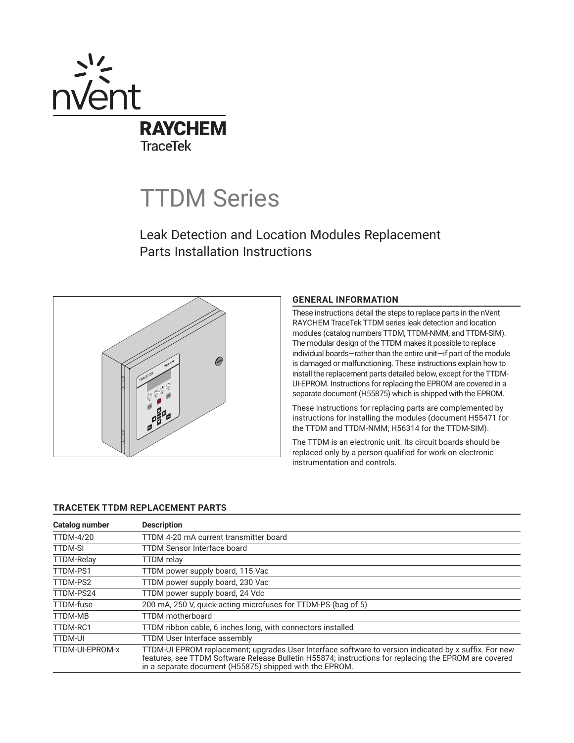nVent

RAYCHEM

TraceTek

# TTDM Series

## Leak Detection and Location Modules Replacement Parts Installation Instructions

### GENERAL INFORMATION

These instructions detail the steps to replace parts in the nVent RAYCHEM TraceTek TTDM series leak detection and location modules (catalog numbers TTDM, TTDM-NMM, and TTDM-SIM). The modular design of the TTDM makes it possible to replace individual boards—rather than the entire unit—if part of the module is damaged or malfunctioning. These instructions explain how to install the replacement parts detailed below, except for the TTDM-UI-EPROM. Instructions for replacing the EPROM are covered in a separate document (H55875) which is shipped with the EPROM.

These instructions for replacing parts are complemented by instructions for installing the modules (document H55471 for the TTDM and TTDM-NMM; H56314 for the TTDM-SIM).

The TTDM is an electronic unit. Its circuit boards should be replaced only by a person qualified for work on electronic instrumentation and controls.

### TRACETEK TTDM REPLACEMENT PARTS

| Catalog number | Description |
|---|---|
| TTDM-4/20 | TTDM 4-20 mA current transmitter board |
| TTDM-SI | TTDM Sensor Interface board |
| TTDM-Relay | TTDM relay |
| TTDM-PS1 | TTDM power supply board, 115 Vac |
| TTDM-PS2 | TTDM power supply board, 230 Vac |
| TTDM-PS24 | TTDM power supply board, 24 Vdc |
| TTDM-fuse | 200 mA, 250 V, quick-acting microfuses for TTDM-PS (bag of 5) |
| TTDM-MB | TTDM motherboard |
| TTDM-RC1 | TTDM ribbon cable, 6 inches long, with connectors installed |
| TTDM-UI | TTDM User Interface assembly |
| TTDM-UI-EPROM-x | TTDM-UI EPROM replacement; upgrades User Interface software to version indicated by x suffix. For new features, see TTDM Software Release Bulletin H55874; instructions for replacing the EPROM are covered in a separate document (H55875) shipped with the EPROM. |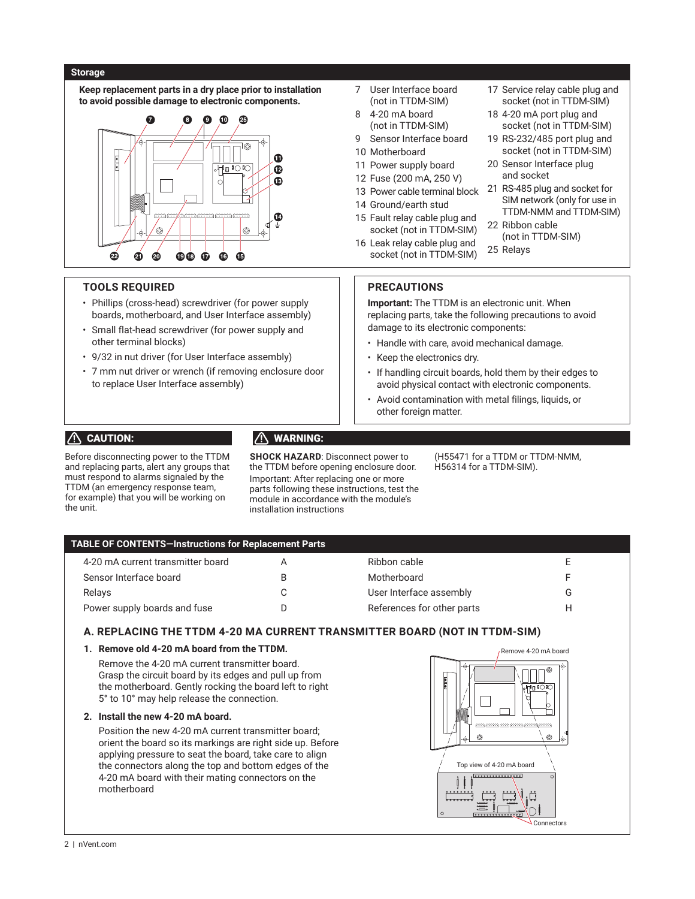## Storage

**Keep replacement parts in a dry place prior to installation to avoid possible damage to electronic components.**

7 User Interface board (not in TTDM-SIM)
8 4-20 mA board (not in TTDM-SIM)
9 Sensor Interface board
10 Motherboard
11 Power supply board
12 Fuse (200 mA, 250 V)
13 Power cable terminal block
14 Ground/earth stud
15 Fault relay cable plug and socket (not in TTDM-SIM)
16 Leak relay cable plug and socket (not in TTDM-SIM)
17 Service relay cable plug and socket (not in TTDM-SIM)
18 4-20 mA port plug and socket (not in TTDM-SIM)
19 RS-232/485 port plug and socket (not in TTDM-SIM)
20 Sensor Interface plug and socket
21 RS-485 plug and socket for SIM network (only for use in TTDM-NMM and TTDM-SIM)
22 Ribbon cable (not in TTDM-SIM)
25 Relays

### TOOLS REQUIRED

- Phillips (cross-head) screwdriver (for power supply boards, motherboard, and User Interface assembly)
- Small flat-head screwdriver (for power supply and other terminal blocks)
- 9/32 in nut driver (for User Interface assembly)
- 7 mm nut driver or wrench (if removing enclosure door to replace User Interface assembly)

### PRECAUTIONS

**Important:** The TTDM is an electronic unit. When replacing parts, take the following precautions to avoid damage to its electronic components:

- Handle with care, avoid mechanical damage.
- Keep the electronics dry.
- If handling circuit boards, hold them by their edges to avoid physical contact with electronic components.
- Avoid contamination with metal filings, liquids, or other foreign matter.

### ⚠ CAUTION:

Before disconnecting power to the TTDM and replacing parts, alert any groups that must respond to alarms signaled by the TTDM (an emergency response team, for example) that you will be working on the unit.

### ⚠ WARNING:

**SHOCK HAZARD**: Disconnect power to the TTDM before opening enclosure door.
Important: After replacing one or more parts following these instructions, test the module in accordance with the module's installation instructions (H55471 for a TTDM or TTDM-NMM, H56314 for a TTDM-SIM).

## TABLE OF CONTENTS—Instructions for Replacement Parts

| | | | |
|---|---|---|---|
| 4-20 mA current transmitter board | A | Ribbon cable | E |
| Sensor Interface board | B | Motherboard | F |
| Relays | C | User Interface assembly | G |
| Power supply boards and fuse | D | References for other parts | H |

## A. REPLACING THE TTDM 4-20 MA CURRENT TRANSMITTER BOARD (NOT IN TTDM-SIM)

**1. Remove old 4-20 mA board from the TTDM.**

Remove the 4-20 mA current transmitter board. Grasp the circuit board by its edges and pull up from the motherboard. Gently rocking the board left to right 5° to 10° may help release the connection.

**2. Install the new 4-20 mA board.**

Position the new 4-20 mA current transmitter board; orient the board so its markings are right side up. Before applying pressure to seat the board, take care to align the connectors along the top and bottom edges of the 4-20 mA board with their mating connectors on the motherboard

Remove 4-20 mA board

Top view of 4-20 mA board

Connectors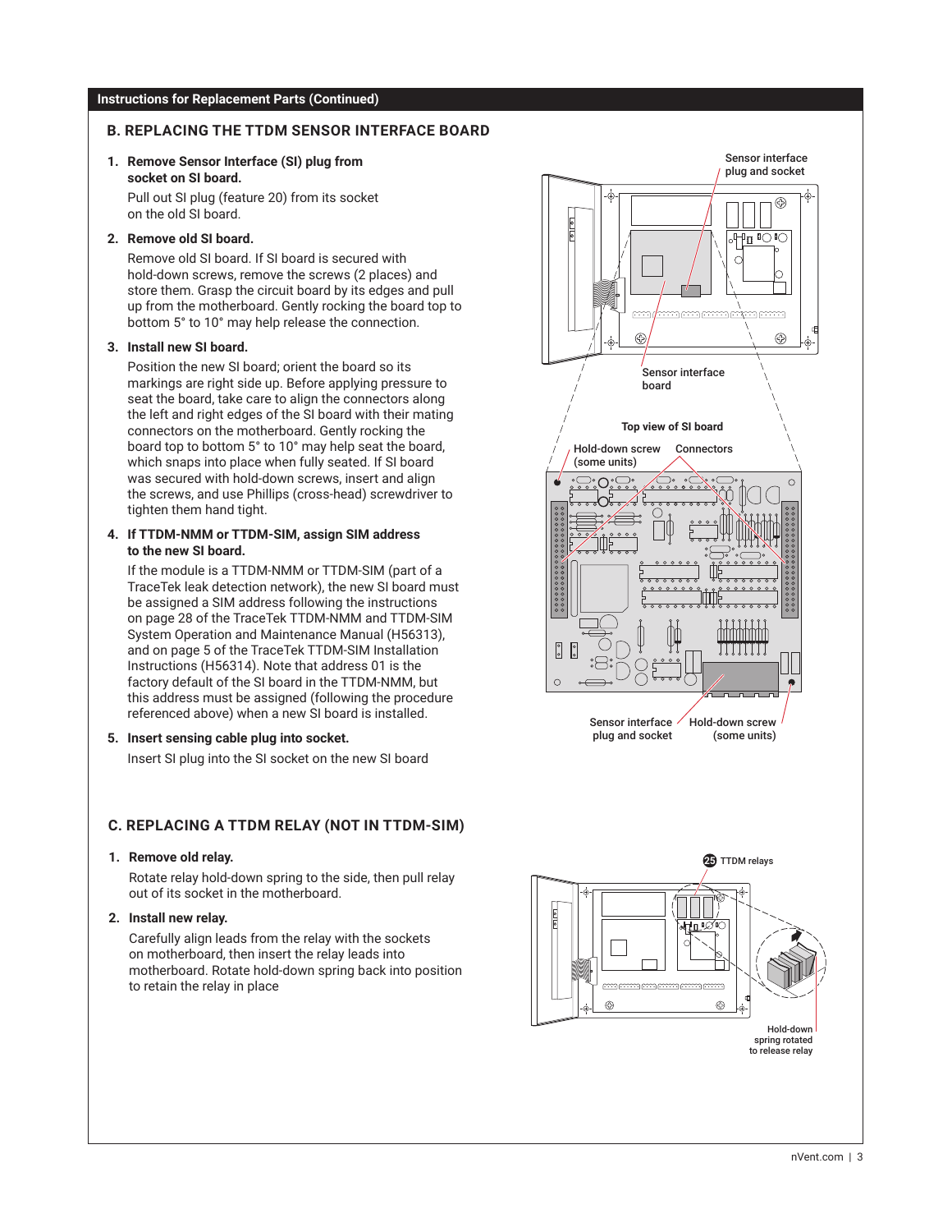## Instructions for Replacement Parts (Continued)

### B. REPLACING THE TTDM SENSOR INTERFACE BOARD

1. **Remove Sensor Interface (SI) plug from socket on SI board.**

   Pull out SI plug (feature 20) from its socket on the old SI board.

2. **Remove old SI board.**

   Remove old SI board. If SI board is secured with hold-down screws, remove the screws (2 places) and store them. Grasp the circuit board by its edges and pull up from the motherboard. Gently rocking the board top to bottom 5° to 10° may help release the connection.

3. **Install new SI board.**

   Position the new SI board; orient the board so its markings are right side up. Before applying pressure to seat the board, take care to align the connectors along the left and right edges of the SI board with their mating connectors on the motherboard. Gently rocking the board top to bottom 5° to 10° may help seat the board, which snaps into place when fully seated. If SI board was secured with hold-down screws, insert and align the screws, and use Phillips (cross-head) screwdriver to tighten them hand tight.

4. **If TTDM-NMM or TTDM-SIM, assign SIM address to the new SI board.**

   If the module is a TTDM-NMM or TTDM-SIM (part of a TraceTek leak detection network), the new SI board must be assigned a SIM address following the instructions on page 28 of the TraceTek TTDM-NMM and TTDM-SIM System Operation and Maintenance Manual (H56313), and on page 5 of the TraceTek TTDM-SIM Installation Instructions (H56314). Note that address 01 is the factory default of the SI board in the TTDM-NMM, but this address must be assigned (following the procedure referenced above) when a new SI board is installed.

5. **Insert sensing cable plug into socket.**

   Insert SI plug into the SI socket on the new SI board

Sensor interface plug and socket

Sensor interface board

Top view of SI board

Hold-down screw (some units)

Connectors

Sensor interface plug and socket

Hold-down screw (some units)

### C. REPLACING A TTDM RELAY (NOT IN TTDM-SIM)

1. **Remove old relay.**

   Rotate relay hold-down spring to the side, then pull relay out of its socket in the motherboard.

2. **Install new relay.**

   Carefully align leads from the relay with the sockets on motherboard, then insert the relay leads into motherboard. Rotate hold-down spring back into position to retain the relay in place

25 TTDM relays

Hold-down spring rotated to release relay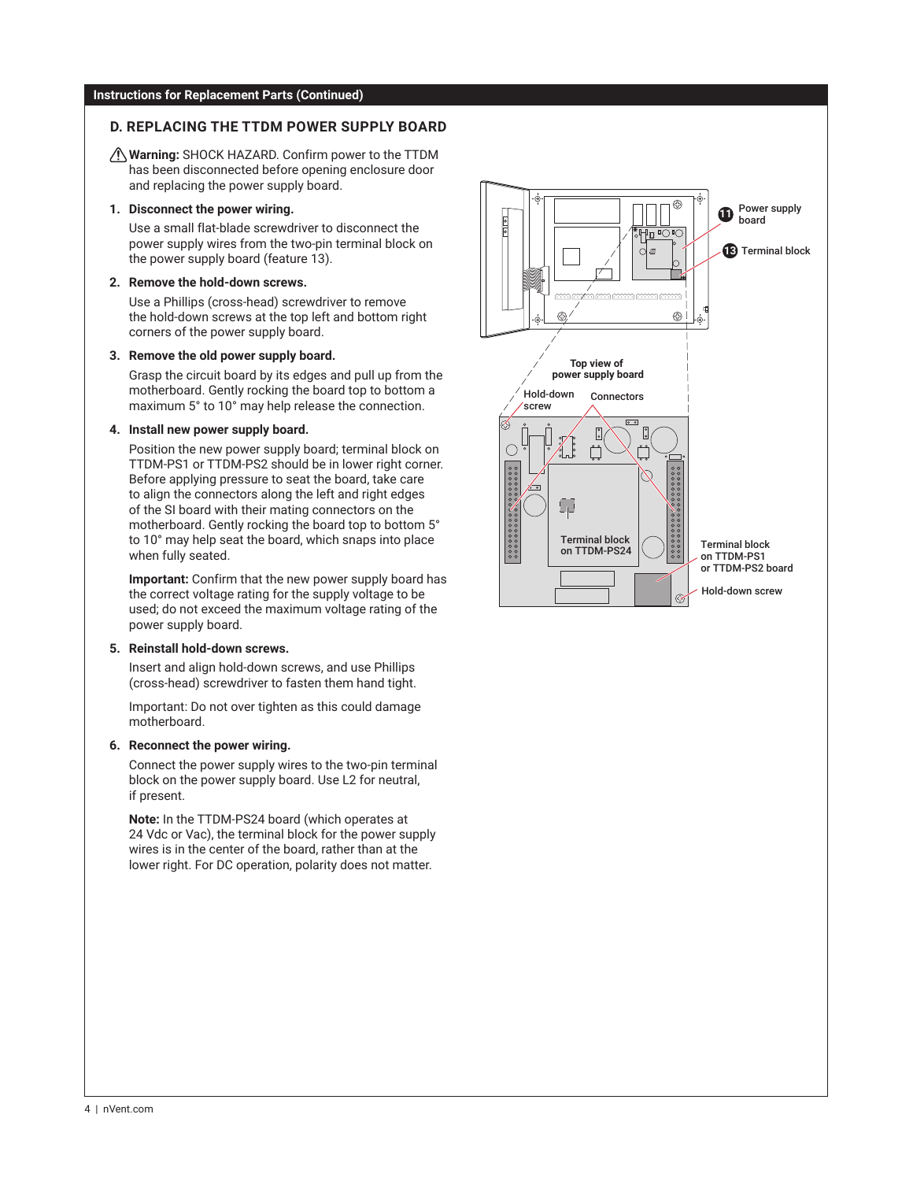**Instructions for Replacement Parts (Continued)**

## D. REPLACING THE TTDM POWER SUPPLY BOARD

⚠ **Warning:** SHOCK HAZARD. Confirm power to the TTDM has been disconnected before opening enclosure door and replacing the power supply board.

1. **Disconnect the power wiring.**

   Use a small flat-blade screwdriver to disconnect the power supply wires from the two-pin terminal block on the power supply board (feature 13).

2. **Remove the hold-down screws.**

   Use a Phillips (cross-head) screwdriver to remove the hold-down screws at the top left and bottom right corners of the power supply board.

3. **Remove the old power supply board.**

   Grasp the circuit board by its edges and pull up from the motherboard. Gently rocking the board top to bottom a maximum 5° to 10° may help release the connection.

4. **Install new power supply board.**

   Position the new power supply board; terminal block on TTDM-PS1 or TTDM-PS2 should be in lower right corner. Before applying pressure to seat the board, take care to align the connectors along the left and right edges of the SI board with their mating connectors on the motherboard. Gently rocking the board top to bottom 5° to 10° may help seat the board, which snaps into place when fully seated.

   **Important:** Confirm that the new power supply board has the correct voltage rating for the supply voltage to be used; do not exceed the maximum voltage rating of the power supply board.

5. **Reinstall hold-down screws.**

   Insert and align hold-down screws, and use Phillips (cross-head) screwdriver to fasten them hand tight.

   Important: Do not over tighten as this could damage motherboard.

6. **Reconnect the power wiring.**

   Connect the power supply wires to the two-pin terminal block on the power supply board. Use L2 for neutral, if present.

   **Note:** In the TTDM-PS24 board (which operates at 24 Vdc or Vac), the terminal block for the power supply wires is in the center of the board, rather than at the lower right. For DC operation, polarity does not matter.

11 Power supply board

13 Terminal block

Top view of power supply board

Hold-down screw

Connectors

Terminal block on TTDM-PS24

Terminal block on TTDM-PS1 or TTDM-PS2 board

Hold-down screw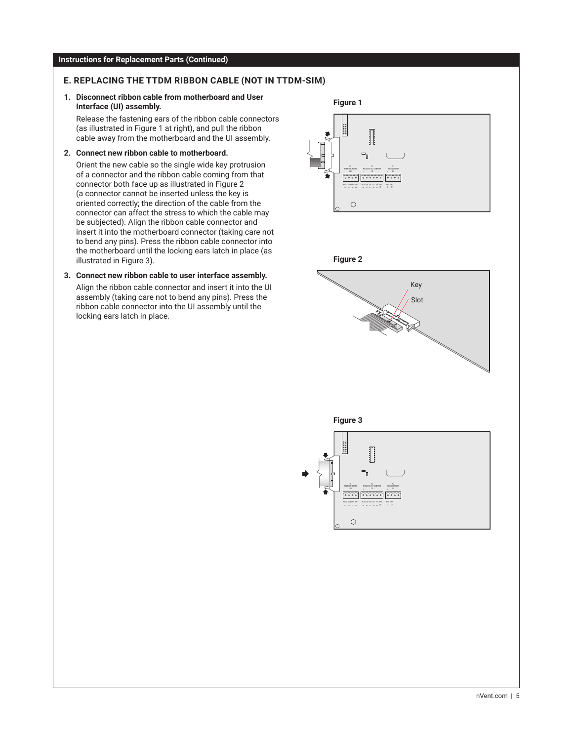**Instructions for Replacement Parts (Continued)**

## E. REPLACING THE TTDM RIBBON CABLE (NOT IN TTDM-SIM)

1. **Disconnect ribbon cable from motherboard and User Interface (UI) assembly.**

   Release the fastening ears of the ribbon cable connectors (as illustrated in Figure 1 at right), and pull the ribbon cable away from the motherboard and the UI assembly.

2. **Connect new ribbon cable to motherboard.**

   Orient the new cable so the single wide key protrusion of a connector and the ribbon cable coming from that connector both face up as illustrated in Figure 2 (a connector cannot be inserted unless the key is oriented correctly; the direction of the cable from the connector can affect the stress to which the cable may be subjected). Align the ribbon cable connector and insert it into the motherboard connector (taking care not to bend any pins). Press the ribbon cable connector into the motherboard until the locking ears latch in place (as illustrated in Figure 3).

3. **Connect new ribbon cable to user interface assembly.**

   Align the ribbon cable connector and insert it into the UI assembly (taking care not to bend any pins). Press the ribbon cable connector into the UI assembly until the locking ears latch in place.

**Figure 1**

**Figure 2**

Key

Slot

**Figure 3**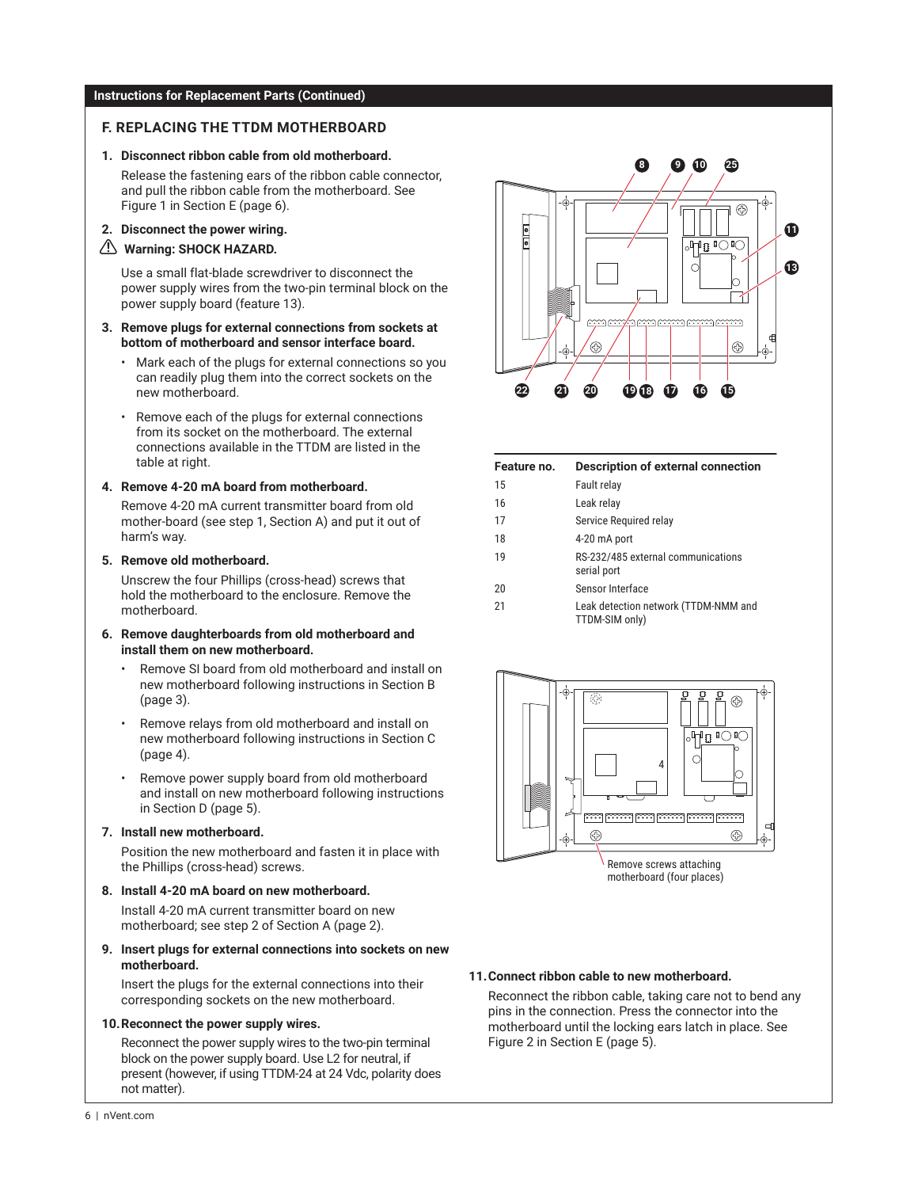## Instructions for Replacement Parts (Continued)

### F. REPLACING THE TTDM MOTHERBOARD

1. **Disconnect ribbon cable from old motherboard.**

   Release the fastening ears of the ribbon cable connector, and pull the ribbon cable from the motherboard. See Figure 1 in Section E (page 6).

2. **Disconnect the power wiring.**

   ⚠ **Warning: SHOCK HAZARD.**

   Use a small flat-blade screwdriver to disconnect the power supply wires from the two-pin terminal block on the power supply board (feature 13).

3. **Remove plugs for external connections from sockets at bottom of motherboard and sensor interface board.**

   - Mark each of the plugs for external connections so you can readily plug them into the correct sockets on the new motherboard.
   - Remove each of the plugs for external connections from its socket on the motherboard. The external connections available in the TTDM are listed in the table at right.

4. **Remove 4-20 mA board from motherboard.**

   Remove 4-20 mA current transmitter board from old mother-board (see step 1, Section A) and put it out of harm's way.

5. **Remove old motherboard.**

   Unscrew the four Phillips (cross-head) screws that hold the motherboard to the enclosure. Remove the motherboard.

6. **Remove daughterboards from old motherboard and install them on new motherboard.**

   - Remove SI board from old motherboard and install on new motherboard following instructions in Section B (page 3).
   - Remove relays from old motherboard and install on new motherboard following instructions in Section C (page 4).
   - Remove power supply board from old motherboard and install on new motherboard following instructions in Section D (page 5).

7. **Install new motherboard.**

   Position the new motherboard and fasten it in place with the Phillips (cross-head) screws.

8. **Install 4-20 mA board on new motherboard.**

   Install 4-20 mA current transmitter board on new motherboard; see step 2 of Section A (page 2).

9. **Insert plugs for external connections into sockets on new motherboard.**

   Insert the plugs for the external connections into their corresponding sockets on the new motherboard.

10. **Reconnect the power supply wires.**

    Reconnect the power supply wires to the two-pin terminal block on the power supply board. Use L2 for neutral, if present (however, if using TTDM-24 at 24 Vdc, polarity does not matter).

8 9 10 25 11 13 22 21 20 19 18 17 16 15

| Feature no. | Description of external connection |
|---|---|
| 15 | Fault relay |
| 16 | Leak relay |
| 17 | Service Required relay |
| 18 | 4-20 mA port |
| 19 | RS-232/485 external communications serial port |
| 20 | Sensor Interface |
| 21 | Leak detection network (TTDM-NMM and TTDM-SIM only) |

4

Remove screws attaching motherboard (four places)

11. **Connect ribbon cable to new motherboard.**

    Reconnect the ribbon cable, taking care not to bend any pins in the connection. Press the connector into the motherboard until the locking ears latch in place. See Figure 2 in Section E (page 5).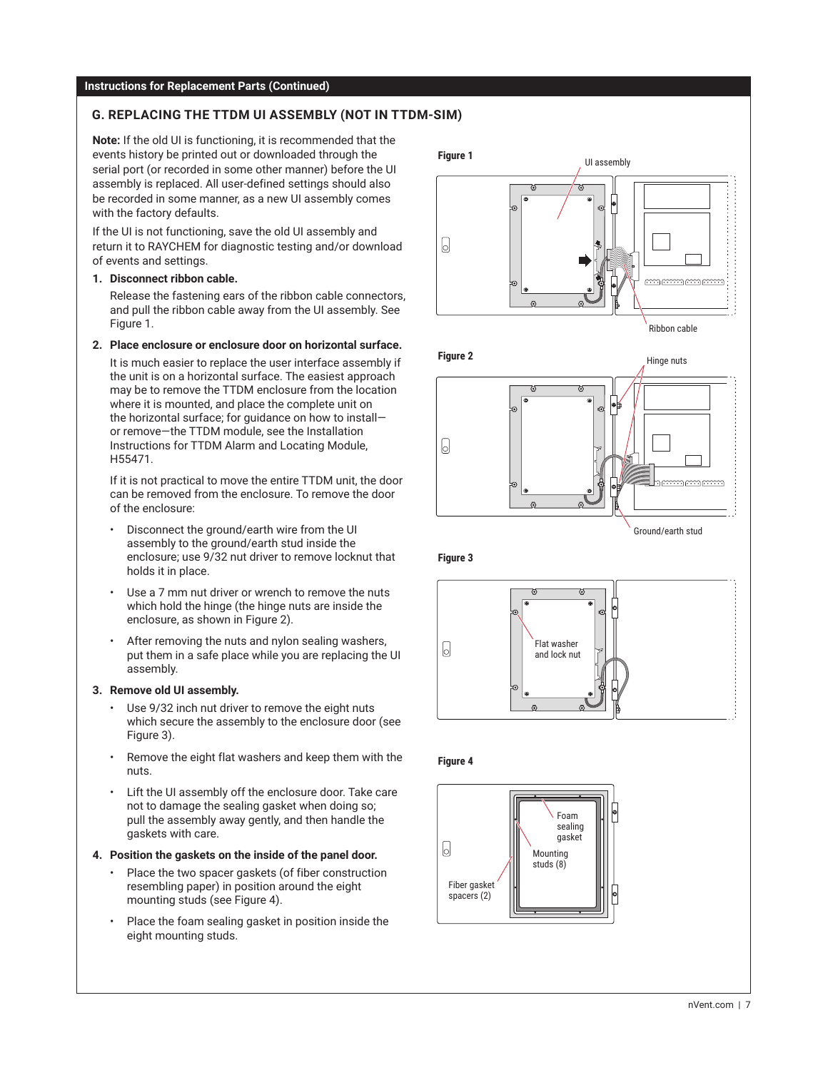**Instructions for Replacement Parts (Continued)**

## G. REPLACING THE TTDM UI ASSEMBLY (NOT IN TTDM-SIM)

**Note:** If the old UI is functioning, it is recommended that the events history be printed out or downloaded through the serial port (or recorded in some other manner) before the UI assembly is replaced. All user-defined settings should also be recorded in some manner, as a new UI assembly comes with the factory defaults.

If the UI is not functioning, save the old UI assembly and return it to RAYCHEM for diagnostic testing and/or download of events and settings.

1. **Disconnect ribbon cable.**

   Release the fastening ears of the ribbon cable connectors, and pull the ribbon cable away from the UI assembly. See Figure 1.

2. **Place enclosure or enclosure door on horizontal surface.**

   It is much easier to replace the user interface assembly if the unit is on a horizontal surface. The easiest approach may be to remove the TTDM enclosure from the location where it is mounted, and place the complete unit on the horizontal surface; for guidance on how to install—or remove—the TTDM module, see the Installation Instructions for TTDM Alarm and Locating Module, H55471.

   If it is not practical to move the entire TTDM unit, the door can be removed from the enclosure. To remove the door of the enclosure:

   - Disconnect the ground/earth wire from the UI assembly to the ground/earth stud inside the enclosure; use 9/32 nut driver to remove locknut that holds it in place.
   - Use a 7 mm nut driver or wrench to remove the nuts which hold the hinge (the hinge nuts are inside the enclosure, as shown in Figure 2).
   - After removing the nuts and nylon sealing washers, put them in a safe place while you are replacing the UI assembly.

3. **Remove old UI assembly.**

   - Use 9/32 inch nut driver to remove the eight nuts which secure the assembly to the enclosure door (see Figure 3).
   - Remove the eight flat washers and keep them with the nuts.
   - Lift the UI assembly off the enclosure door. Take care not to damage the sealing gasket when doing so; pull the assembly away gently, and then handle the gaskets with care.

4. **Position the gaskets on the inside of the panel door.**

   - Place the two spacer gaskets (of fiber construction resembling paper) in position around the eight mounting studs (see Figure 4).
   - Place the foam sealing gasket in position inside the eight mounting studs.

**Figure 1**

UI assembly

Ribbon cable

**Figure 2**

Hinge nuts

Ground/earth stud

**Figure 3**

Flat washer and lock nut

**Figure 4**

Foam sealing gasket

Mounting studs (8)

Fiber gasket spacers (2)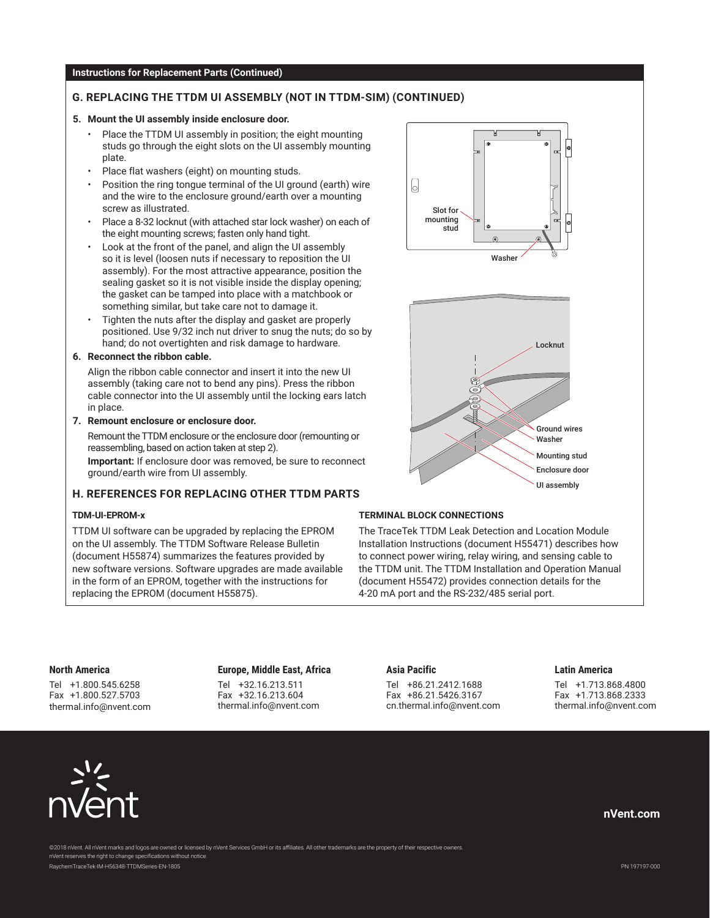**Instructions for Replacement Parts (Continued)**

## G. REPLACING THE TTDM UI ASSEMBLY (NOT IN TTDM-SIM) (CONTINUED)

**5. Mount the UI assembly inside enclosure door.**

- Place the TTDM UI assembly in position; the eight mounting studs go through the eight slots on the UI assembly mounting plate.
- Place flat washers (eight) on mounting studs.
- Position the ring tongue terminal of the UI ground (earth) wire and the wire to the enclosure ground/earth over a mounting screw as illustrated.
- Place a 8-32 locknut (with attached star lock washer) on each of the eight mounting screws; fasten only hand tight.
- Look at the front of the panel, and align the UI assembly so it is level (loosen nuts if necessary to reposition the UI assembly). For the most attractive appearance, position the sealing gasket so it is not visible inside the display opening; the gasket can be tamped into place with a matchbook or something similar, but take care not to damage it.
- Tighten the nuts after the display and gasket are properly positioned. Use 9/32 inch nut driver to snug the nuts; do so by hand; do not overtighten and risk damage to hardware.

Slot for mounting stud

Washer

Locknut

Ground wires

Washer

Mounting stud

Enclosure door

UI assembly

**6. Reconnect the ribbon cable.**

Align the ribbon cable connector and insert it into the new UI assembly (taking care not to bend any pins). Press the ribbon cable connector into the UI assembly until the locking ears latch in place.

**7. Remount enclosure or enclosure door.**

Remount the TTDM enclosure or the enclosure door (remounting or reassembling, based on action taken at step 2).

**Important:** If enclosure door was removed, be sure to reconnect ground/earth wire from UI assembly.

## H. REFERENCES FOR REPLACING OTHER TTDM PARTS

### TDM-UI-EPROM-x

TTDM UI software can be upgraded by replacing the EPROM on the UI assembly. The TTDM Software Release Bulletin (document H55874) summarizes the features provided by new software versions. Software upgrades are made available in the form of an EPROM, together with the instructions for replacing the EPROM (document H55875).

### TERMINAL BLOCK CONNECTIONS

The TraceTek TTDM Leak Detection and Location Module Installation Instructions (document H55471) describes how to connect power wiring, relay wiring, and sensing cable to the TTDM unit. The TTDM Installation and Operation Manual (document H55472) provides connection details for the 4-20 mA port and the RS-232/485 serial port.

**North America**
Tel +1.800.545.6258
Fax +1.800.527.5703
thermal.info@nvent.com

**Europe, Middle East, Africa**
Tel +32.16.213.511
Fax +32.16.213.604
thermal.info@nvent.com

**Asia Pacific**
Tel +86.21.2412.1688
Fax +86.21.5426.3167
cn.thermal.info@nvent.com

**Latin America**
Tel +1.713.868.4800
Fax +1.713.868.2333
thermal.info@nvent.com

nVent

**nVent.com**

©2018 nVent. All nVent marks and logos are owned or licensed by nVent Services GmbH or its affiliates. All other trademarks are the property of their respective owners.
nVent reserves the right to change specifications without notice.

RaychemTraceTek-IM-H56348-TTDMSeries-EN-1805

PN 197197-000